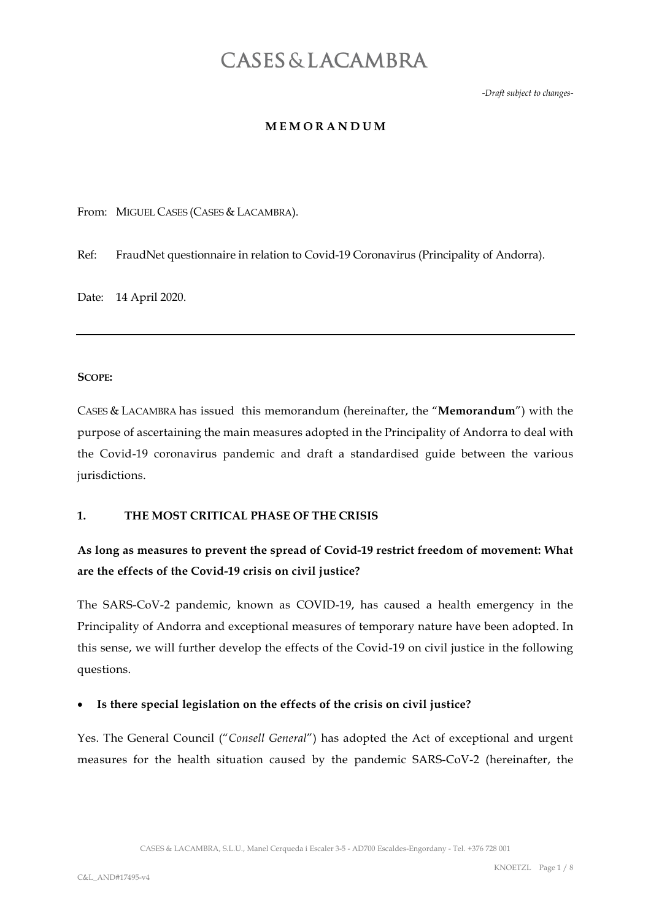# CASES & LACAMBRA

*-Draft subject to changes-*

**MEMORANDUM**

From: MIGUEL CASES (CASES & LACAMBRA).

Ref: FraudNet questionnaire in relation to Covid-19 Coronavirus (Principality of Andorra).

Date: 14 April 2020.

---

**SCOPE:**

CASES & LACAMBRA has issued this memorandum (hereinafter, the "**Memorandum**") with the purpose of ascertaining the main measures adopted in the Principality of Andorra to deal with the Covid-19 coronavirus pandemic and draft a standardised guide between the various jurisdictions.

## 1. THE MOST CRITICAL PHASE OF THE CRISIS

**As long as measures to prevent the spread of Covid-19 restrict freedom of movement: What are the effects of the Covid-19 crisis on civil justice?**

The SARS-CoV-2 pandemic, known as COVID-19, has caused a health emergency in the Principality of Andorra and exceptional measures of temporary nature have been adopted. In this sense, we will further develop the effects of the Covid-19 on civil justice in the following questions.

- **Is there special legislation on the effects of the crisis on civil justice?**

Yes. The General Council ("*Consell General*") has adopted the Act of exceptional and urgent measures for the health situation caused by the pandemic SARS-CoV-2 (hereinafter, the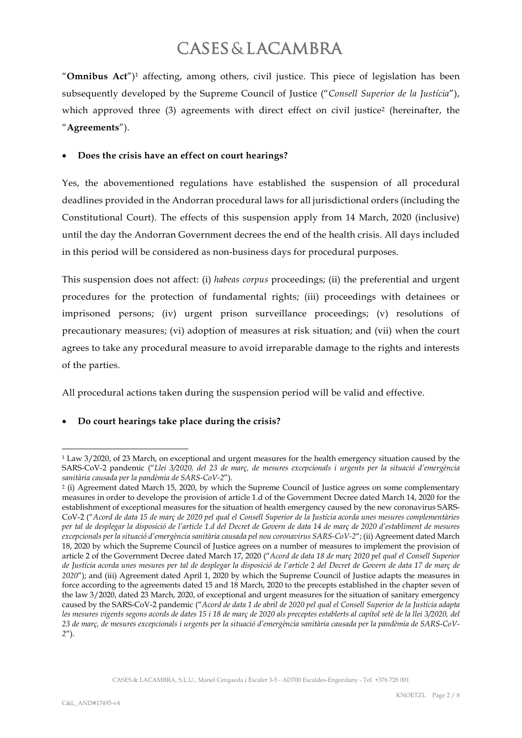"**Omnibus Act**")[1] affecting, among others, civil justice. This piece of legislation has been subsequently developed by the Supreme Council of Justice ("*Consell Superior de la Justícia*"), which approved three (3) agreements with direct effect on civil justice[2] (hereinafter, the "**Agreements**").

- **Does the crisis have an effect on court hearings?**

Yes, the abovementioned regulations have established the suspension of all procedural deadlines provided in the Andorran procedural laws for all jurisdictional orders (including the Constitutional Court). The effects of this suspension apply from 14 March, 2020 (inclusive) until the day the Andorran Government decrees the end of the health crisis. All days included in this period will be considered as non-business days for procedural purposes.

This suspension does not affect: (i) *habeas corpus* proceedings; (ii) the preferential and urgent procedures for the protection of fundamental rights; (iii) proceedings with detainees or imprisoned persons; (iv) urgent prison surveillance proceedings; (v) resolutions of precautionary measures; (vi) adoption of measures at risk situation; and (vii) when the court agrees to take any procedural measure to avoid irreparable damage to the rights and interests of the parties.

All procedural actions taken during the suspension period will be valid and effective.

- **Do court hearings take place during the crisis?**

---

[1] Law 3/2020, of 23 March, on exceptional and urgent measures for the health emergency situation caused by the SARS-CoV-2 pandemic ("*Llei 3/2020, del 23 de març, de mesures excepcionals i urgents per la situació d'emergència sanitària causada per la pandèmia de SARS-CoV-2*").

[2] (i) Agreement dated March 15, 2020, by which the Supreme Council of Justice agrees on some complementary measures in order to develope the provision of article 1.d of the Government Decree dated March 14, 2020 for the establishment of exceptional measures for the situation of health emergency caused by the new coronavirus SARS-CoV-2 ("*Acord de data 15 de març de 2020 pel qual el Consell Superior de la Justícia acorda unes mesures complementàries per tal de desplegar la disposició de l'article 1.d del Decret de Govern de data 14 de març de 2020 d'establiment de mesures excepcionals per la situació d'emergència sanitària causada pel nou coronavirus SARS-CoV-2*"; (ii) Agreement dated March 18, 2020 by which the Supreme Council of Justice agrees on a number of measures to implement the provision of article 2 of the Government Decree dated March 17, 2020 ("*Acord de data 18 de març 2020 pel qual el Consell Superior de Justícia acorda unes mesures per tal de desplegar la disposició de l'article 2 del Decret de Govern de data 17 de març de 2020*"); and (iii) Agreement dated April 1, 2020 by which the Supreme Council of Justice adapts the measures in force according to the agreements dated 15 and 18 March, 2020 to the precepts established in the chapter seven of the law 3/2020, dated 23 March, 2020, of exceptional and urgent measures for the situation of sanitary emergency caused by the SARS-CoV-2 pandemic ("*Acord de data 1 de abril de 2020 pel qual el Consell Superior de la Justícia adapta les mesures vigents segons acords de dates 15 i 18 de març de 2020 als preceptes establerts al capítol setè de la llei 3/2020, del 23 de març, de mesures excepcionals i urgents per la situació d'emergència sanitària causada per la pandèmia de SARS-CoV-2*").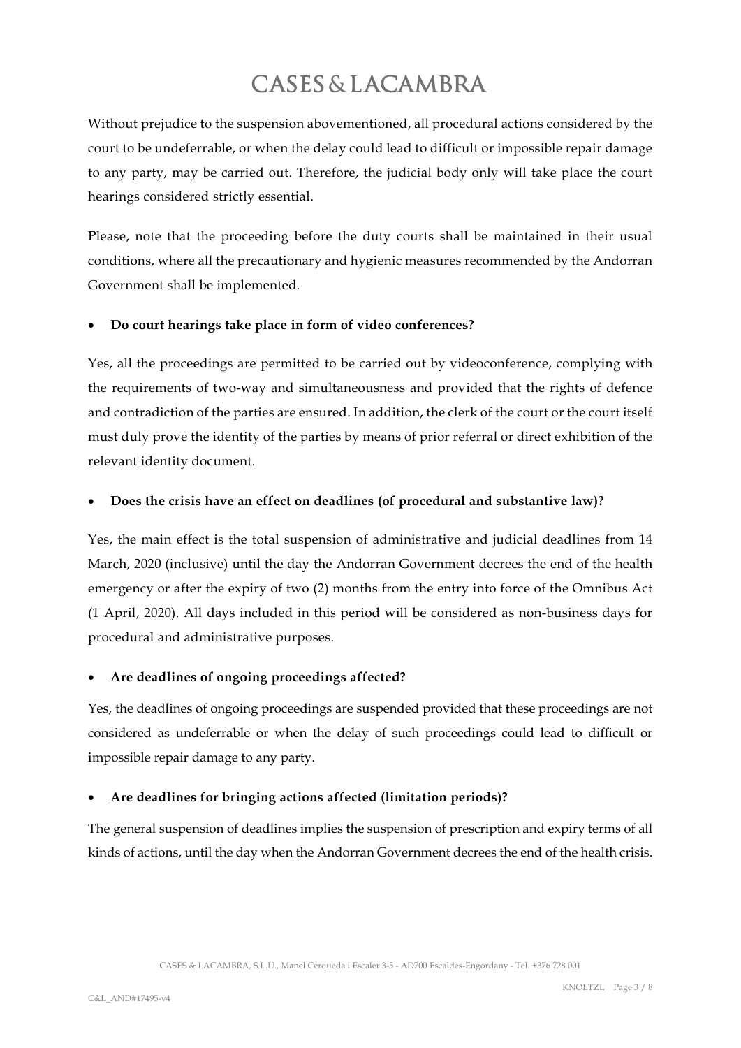Without prejudice to the suspension abovementioned, all procedural actions considered by the court to be undeferrable, or when the delay could lead to difficult or impossible repair damage to any party, may be carried out. Therefore, the judicial body only will take place the court hearings considered strictly essential.

Please, note that the proceeding before the duty courts shall be maintained in their usual conditions, where all the precautionary and hygienic measures recommended by the Andorran Government shall be implemented.

- **Do court hearings take place in form of video conferences?**

Yes, all the proceedings are permitted to be carried out by videoconference, complying with the requirements of two-way and simultaneousness and provided that the rights of defence and contradiction of the parties are ensured. In addition, the clerk of the court or the court itself must duly prove the identity of the parties by means of prior referral or direct exhibition of the relevant identity document.

- **Does the crisis have an effect on deadlines (of procedural and substantive law)?**

Yes, the main effect is the total suspension of administrative and judicial deadlines from 14 March, 2020 (inclusive) until the day the Andorran Government decrees the end of the health emergency or after the expiry of two (2) months from the entry into force of the Omnibus Act (1 April, 2020). All days included in this period will be considered as non-business days for procedural and administrative purposes.

- **Are deadlines of ongoing proceedings affected?**

Yes, the deadlines of ongoing proceedings are suspended provided that these proceedings are not considered as undeferrable or when the delay of such proceedings could lead to difficult or impossible repair damage to any party.

- **Are deadlines for bringing actions affected (limitation periods)?**

The general suspension of deadlines implies the suspension of prescription and expiry terms of all kinds of actions, until the day when the Andorran Government decrees the end of the health crisis.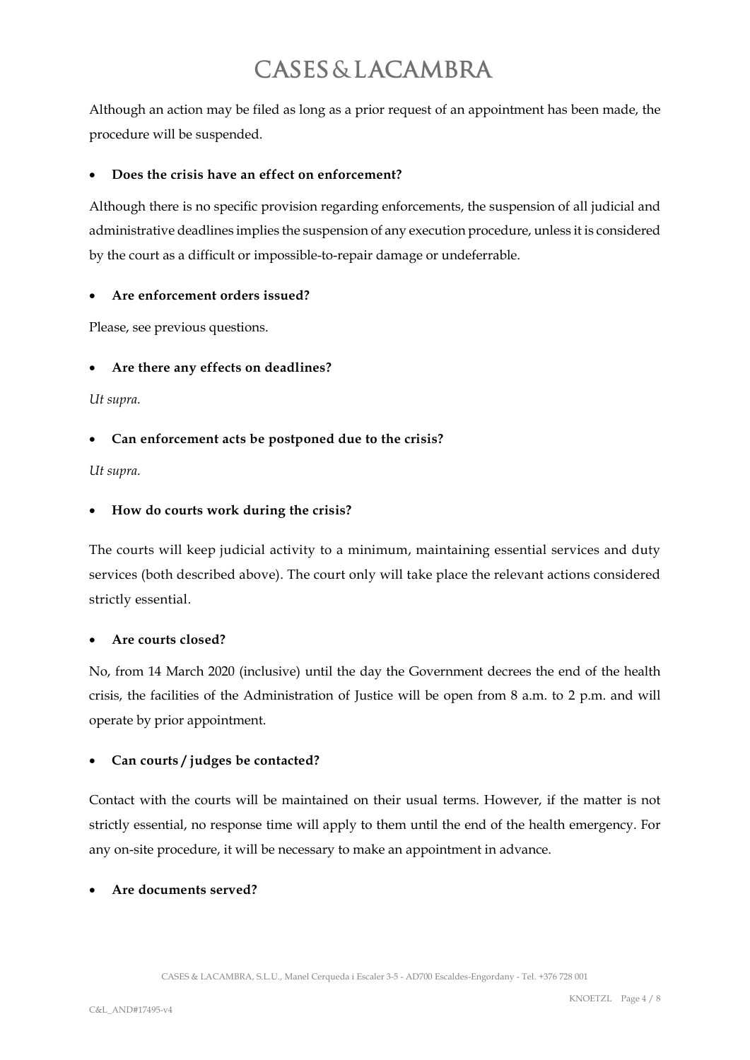Although an action may be filed as long as a prior request of an appointment has been made, the procedure will be suspended.

- **Does the crisis have an effect on enforcement?**

Although there is no specific provision regarding enforcements, the suspension of all judicial and administrative deadlines implies the suspension of any execution procedure, unless it is considered by the court as a difficult or impossible-to-repair damage or undeferrable.

- **Are enforcement orders issued?**

Please, see previous questions.

- **Are there any effects on deadlines?**

*Ut supra.*

- **Can enforcement acts be postponed due to the crisis?**

*Ut supra.*

- **How do courts work during the crisis?**

The courts will keep judicial activity to a minimum, maintaining essential services and duty services (both described above). The court only will take place the relevant actions considered strictly essential.

- **Are courts closed?**

No, from 14 March 2020 (inclusive) until the day the Government decrees the end of the health crisis, the facilities of the Administration of Justice will be open from 8 a.m. to 2 p.m. and will operate by prior appointment.

- **Can courts / judges be contacted?**

Contact with the courts will be maintained on their usual terms. However, if the matter is not strictly essential, no response time will apply to them until the end of the health emergency. For any on-site procedure, it will be necessary to make an appointment in advance.

- **Are documents served?**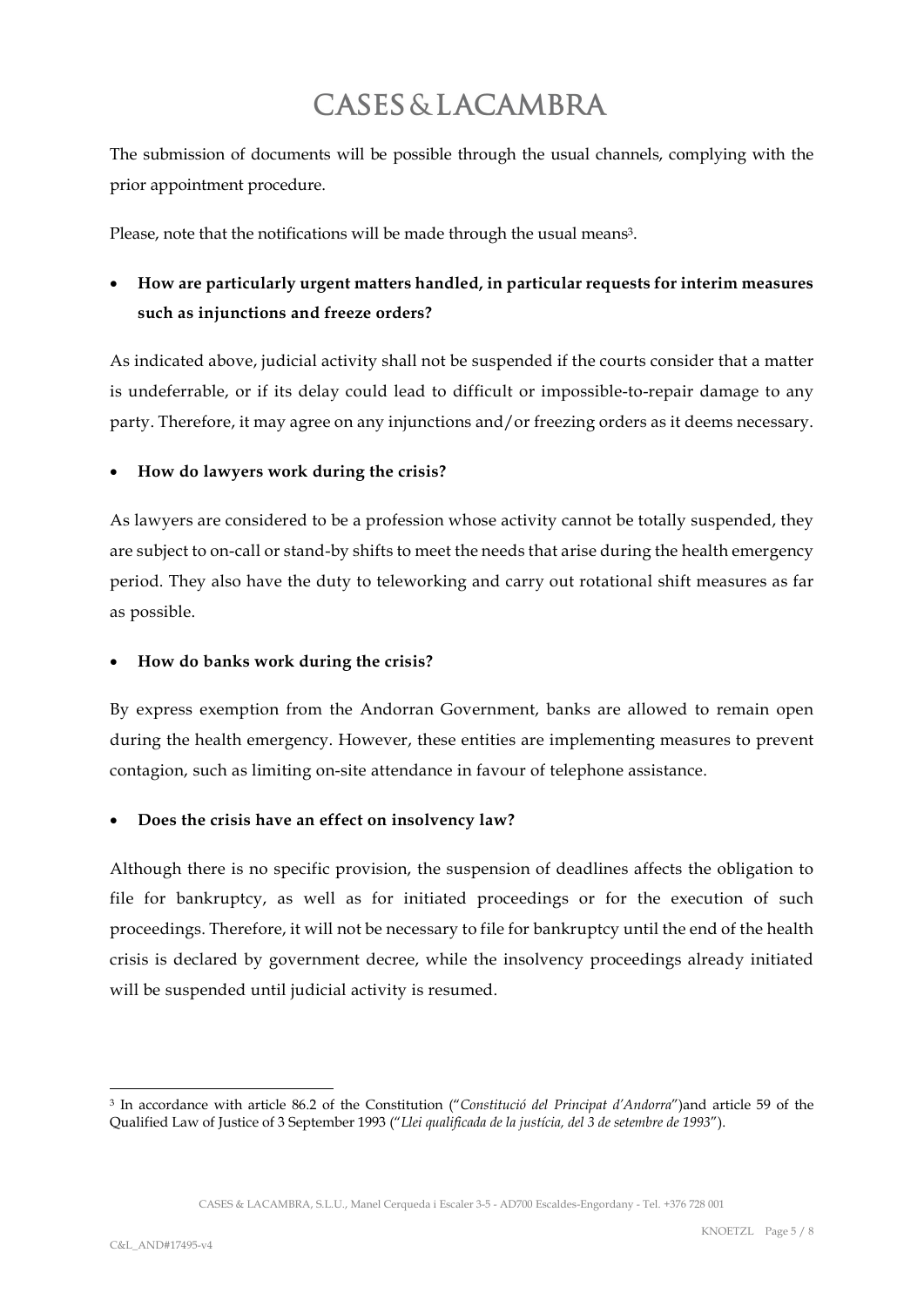The submission of documents will be possible through the usual channels, complying with the prior appointment procedure.

Please, note that the notifications will be made through the usual means[3].

- **How are particularly urgent matters handled, in particular requests for interim measures such as injunctions and freeze orders?**

As indicated above, judicial activity shall not be suspended if the courts consider that a matter is undeferrable, or if its delay could lead to difficult or impossible-to-repair damage to any party. Therefore, it may agree on any injunctions and/or freezing orders as it deems necessary.

- **How do lawyers work during the crisis?**

As lawyers are considered to be a profession whose activity cannot be totally suspended, they are subject to on-call or stand-by shifts to meet the needs that arise during the health emergency period. They also have the duty to teleworking and carry out rotational shift measures as far as possible.

- **How do banks work during the crisis?**

By express exemption from the Andorran Government, banks are allowed to remain open during the health emergency. However, these entities are implementing measures to prevent contagion, such as limiting on-site attendance in favour of telephone assistance.

- **Does the crisis have an effect on insolvency law?**

Although there is no specific provision, the suspension of deadlines affects the obligation to file for bankruptcy, as well as for initiated proceedings or for the execution of such proceedings. Therefore, it will not be necessary to file for bankruptcy until the end of the health crisis is declared by government decree, while the insolvency proceedings already initiated will be suspended until judicial activity is resumed.

---

[3] In accordance with article 86.2 of the Constitution ("*Constitució del Principat d'Andorra*")and article 59 of the Qualified Law of Justice of 3 September 1993 ("*Llei qualificada de la justícia, del 3 de setembre de 1993*").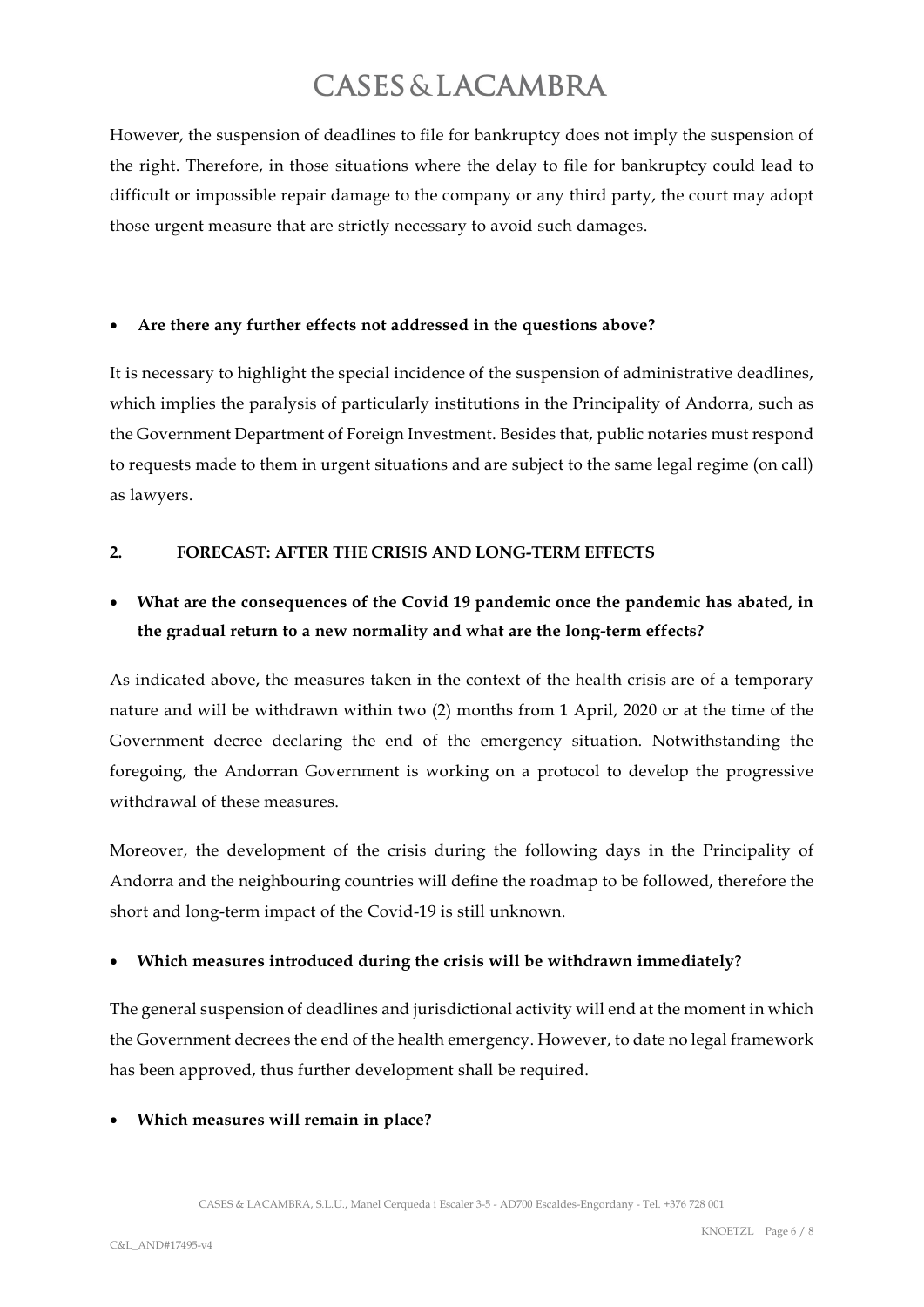However, the suspension of deadlines to file for bankruptcy does not imply the suspension of the right. Therefore, in those situations where the delay to file for bankruptcy could lead to difficult or impossible repair damage to the company or any third party, the court may adopt those urgent measure that are strictly necessary to avoid such damages.

- **Are there any further effects not addressed in the questions above?**

It is necessary to highlight the special incidence of the suspension of administrative deadlines, which implies the paralysis of particularly institutions in the Principality of Andorra, such as the Government Department of Foreign Investment. Besides that, public notaries must respond to requests made to them in urgent situations and are subject to the same legal regime (on call) as lawyers.

## 2. FORECAST: AFTER THE CRISIS AND LONG-TERM EFFECTS

- **What are the consequences of the Covid 19 pandemic once the pandemic has abated, in the gradual return to a new normality and what are the long-term effects?**

As indicated above, the measures taken in the context of the health crisis are of a temporary nature and will be withdrawn within two (2) months from 1 April, 2020 or at the time of the Government decree declaring the end of the emergency situation. Notwithstanding the foregoing, the Andorran Government is working on a protocol to develop the progressive withdrawal of these measures.

Moreover, the development of the crisis during the following days in the Principality of Andorra and the neighbouring countries will define the roadmap to be followed, therefore the short and long-term impact of the Covid-19 is still unknown.

- **Which measures introduced during the crisis will be withdrawn immediately?**

The general suspension of deadlines and jurisdictional activity will end at the moment in which the Government decrees the end of the health emergency. However, to date no legal framework has been approved, thus further development shall be required.

- **Which measures will remain in place?**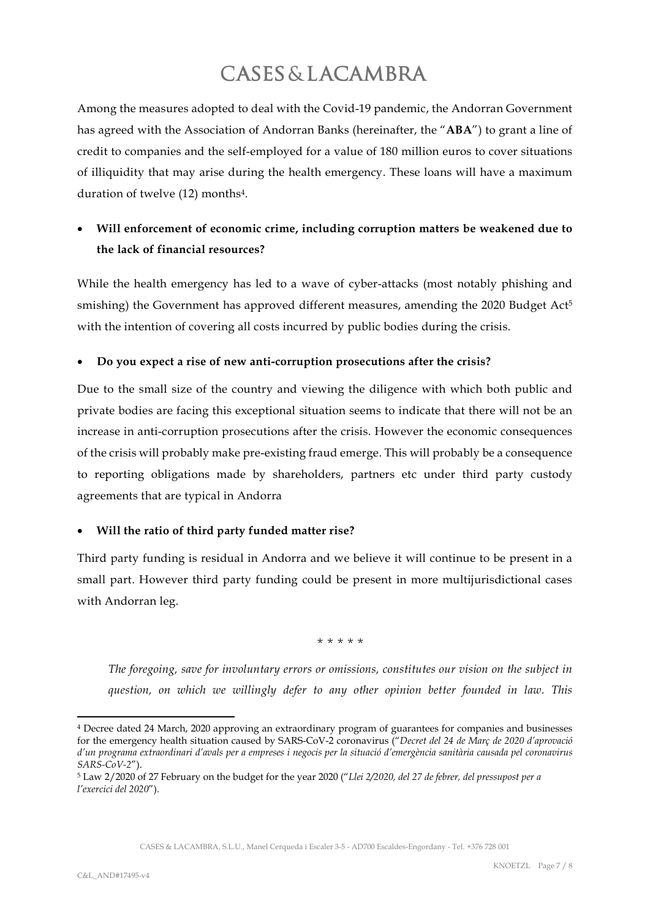Among the measures adopted to deal with the Covid-19 pandemic, the Andorran Government has agreed with the Association of Andorran Banks (hereinafter, the "**ABA**") to grant a line of credit to companies and the self-employed for a value of 180 million euros to cover situations of illiquidity that may arise during the health emergency. These loans will have a maximum duration of twelve (12) months[4].

- **Will enforcement of economic crime, including corruption matters be weakened due to the lack of financial resources?**

While the health emergency has led to a wave of cyber-attacks (most notably phishing and smishing) the Government has approved different measures, amending the 2020 Budget Act[5] with the intention of covering all costs incurred by public bodies during the crisis.

- **Do you expect a rise of new anti-corruption prosecutions after the crisis?**

Due to the small size of the country and viewing the diligence with which both public and private bodies are facing this exceptional situation seems to indicate that there will not be an increase in anti-corruption prosecutions after the crisis. However the economic consequences of the crisis will probably make pre-existing fraud emerge. This will probably be a consequence to reporting obligations made by shareholders, partners etc under third party custody agreements that are typical in Andorra

- **Will the ratio of third party funded matter rise?**

Third party funding is residual in Andorra and we believe it will continue to be present in a small part. However third party funding could be present in more multijurisdictional cases with Andorran leg.

\* \* \* \* \*

*The foregoing, save for involuntary errors or omissions, constitutes our vision on the subject in question, on which we willingly defer to any other opinion better founded in law. This*

---

[4] Decree dated 24 March, 2020 approving an extraordinary program of guarantees for companies and businesses for the emergency health situation caused by SARS-CoV-2 coronavirus ("*Decret del 24 de Març de 2020 d'aprovació d'un programa extraordinari d'avals per a empreses i negocis per la situació d'emergència sanitària causada pel coronavirus SARS-CoV-2*").

[5] Law 2/2020 of 27 February on the budget for the year 2020 ("*Llei 2/2020, del 27 de febrer, del pressupost per a l'exercici del 2020*").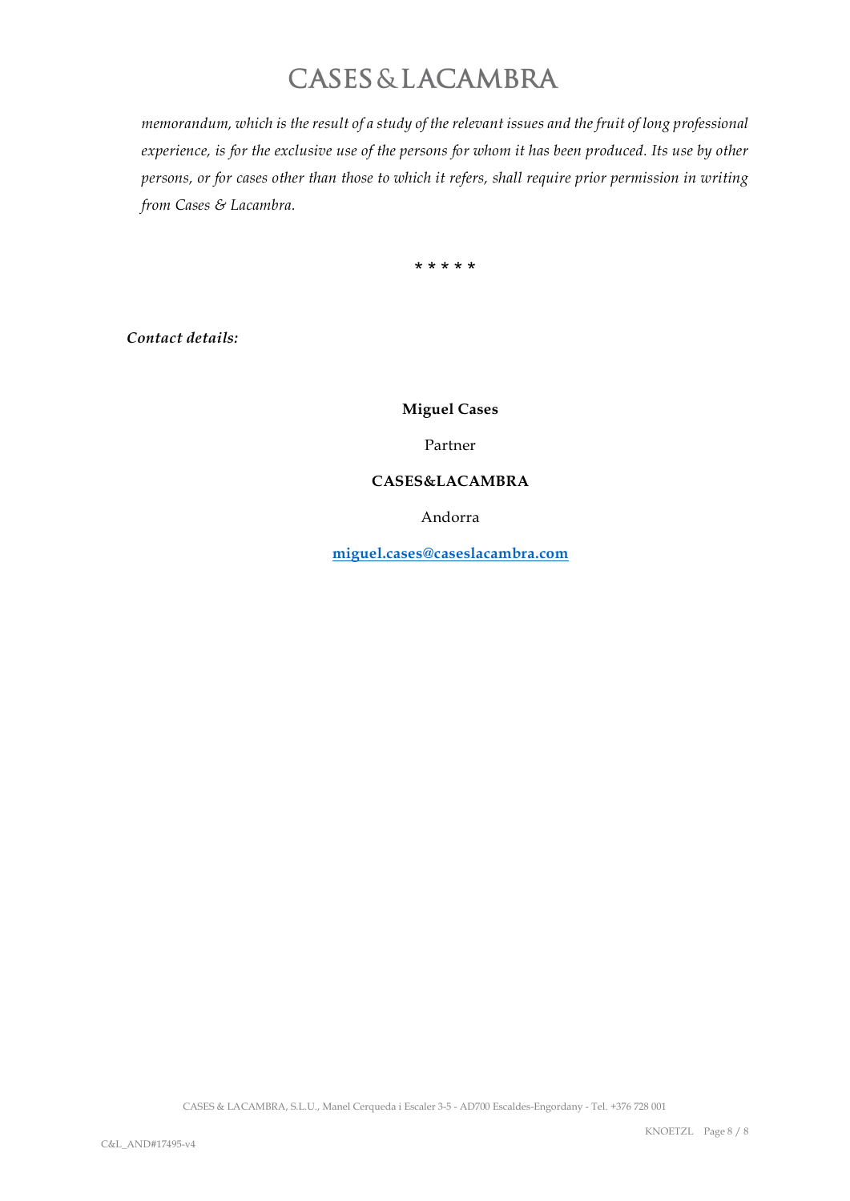*memorandum, which is the result of a study of the relevant issues and the fruit of long professional experience, is for the exclusive use of the persons for whom it has been produced. Its use by other persons, or for cases other than those to which it refers, shall require prior permission in writing from Cases & Lacambra.*

* * * * *

***Contact details:***

**Miguel Cases**

Partner

**CASES&LACAMBRA**

Andorra

**miguel.cases@caseslacambra.com**